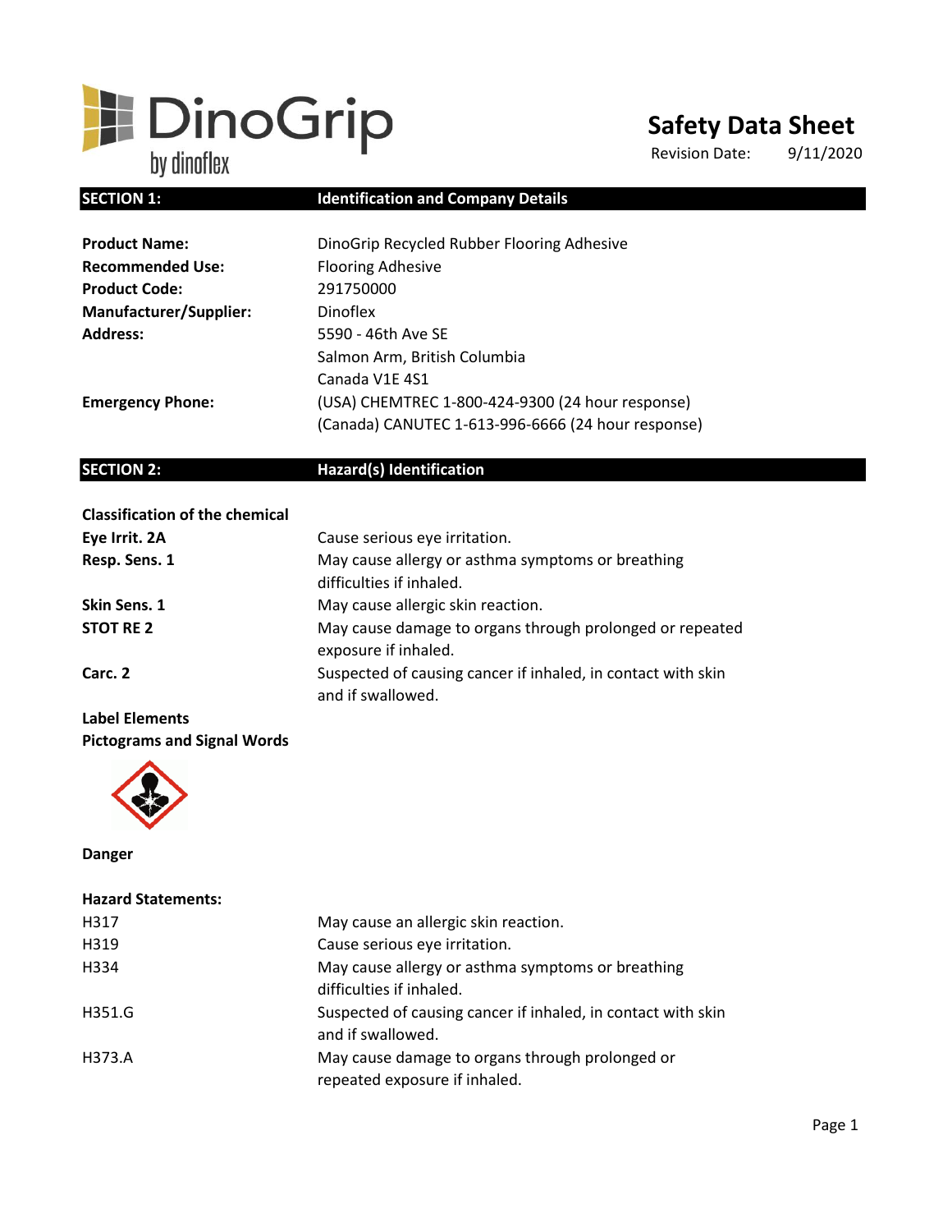DinoGrip by dinoflex

# Safety Data Sheet

Revision Date: 9/11/2020

## SECTION 1: Identification and Company Details

| | |
|---|---|
| **Product Name:** | DinoGrip Recycled Rubber Flooring Adhesive |
| **Recommended Use:** | Flooring Adhesive |
| **Product Code:** | 291750000 |
| **Manufacturer/Supplier:** | Dinoflex |
| **Address:** | 5590 - 46th Ave SE<br>Salmon Arm, British Columbia<br>Canada V1E 4S1 |
| **Emergency Phone:** | (USA) CHEMTREC 1-800-424-9300 (24 hour response)<br>(Canada) CANUTEC 1-613-996-6666 (24 hour response) |

## SECTION 2: Hazard(s) Identification

**Classification of the chemical**

| | |
|---|---|
| **Eye Irrit. 2A** | Cause serious eye irritation. |
| **Resp. Sens. 1** | May cause allergy or asthma symptoms or breathing difficulties if inhaled. |
| **Skin Sens. 1** | May cause allergic skin reaction. |
| **STOT RE 2** | May cause damage to organs through prolonged or repeated exposure if inhaled. |
| **Carc. 2** | Suspected of causing cancer if inhaled, in contact with skin and if swallowed. |

**Label Elements**

**Pictograms and Signal Words**

**Danger**

**Hazard Statements:**

| | |
|---|---|
| H317 | May cause an allergic skin reaction. |
| H319 | Cause serious eye irritation. |
| H334 | May cause allergy or asthma symptoms or breathing difficulties if inhaled. |
| H351.G | Suspected of causing cancer if inhaled, in contact with skin and if swallowed. |
| H373.A | May cause damage to organs through prolonged or repeated exposure if inhaled. |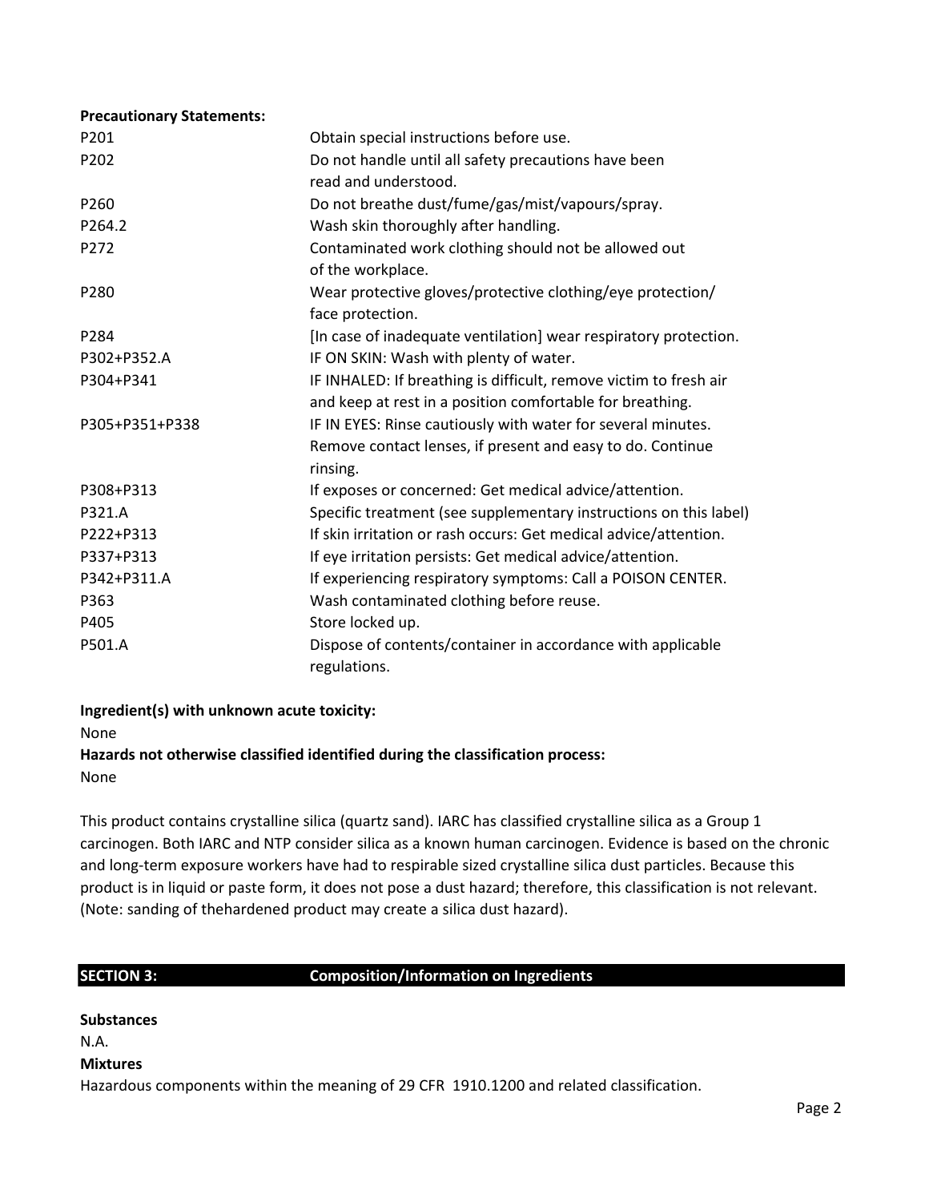**Precautionary Statements:**

| | |
|---|---|
| P201 | Obtain special instructions before use. |
| P202 | Do not handle until all safety precautions have been read and understood. |
| P260 | Do not breathe dust/fume/gas/mist/vapours/spray. |
| P264.2 | Wash skin thoroughly after handling. |
| P272 | Contaminated work clothing should not be allowed out of the workplace. |
| P280 | Wear protective gloves/protective clothing/eye protection/ face protection. |
| P284 | [In case of inadequate ventilation] wear respiratory protection. |
| P302+P352.A | IF ON SKIN: Wash with plenty of water. |
| P304+P341 | IF INHALED: If breathing is difficult, remove victim to fresh air and keep at rest in a position comfortable for breathing. |
| P305+P351+P338 | IF IN EYES: Rinse cautiously with water for several minutes. Remove contact lenses, if present and easy to do. Continue rinsing. |
| P308+P313 | If exposes or concerned: Get medical advice/attention. |
| P321.A | Specific treatment (see supplementary instructions on this label) |
| P222+P313 | If skin irritation or rash occurs: Get medical advice/attention. |
| P337+P313 | If eye irritation persists: Get medical advice/attention. |
| P342+P311.A | If experiencing respiratory symptoms: Call a POISON CENTER. |
| P363 | Wash contaminated clothing before reuse. |
| P405 | Store locked up. |
| P501.A | Dispose of contents/container in accordance with applicable regulations. |

**Ingredient(s) with unknown acute toxicity:**

None

**Hazards not otherwise classified identified during the classification process:**

None

This product contains crystalline silica (quartz sand). IARC has classified crystalline silica as a Group 1 carcinogen. Both IARC and NTP consider silica as a known human carcinogen. Evidence is based on the chronic and long-term exposure workers have had to respirable sized crystalline silica dust particles. Because this product is in liquid or paste form, it does not pose a dust hazard; therefore, this classification is not relevant. (Note: sanding of thehardened product may create a silica dust hazard).

## SECTION 3: Composition/Information on Ingredients

**Substances**

N.A.

**Mixtures**

Hazardous components within the meaning of 29 CFR 1910.1200 and related classification.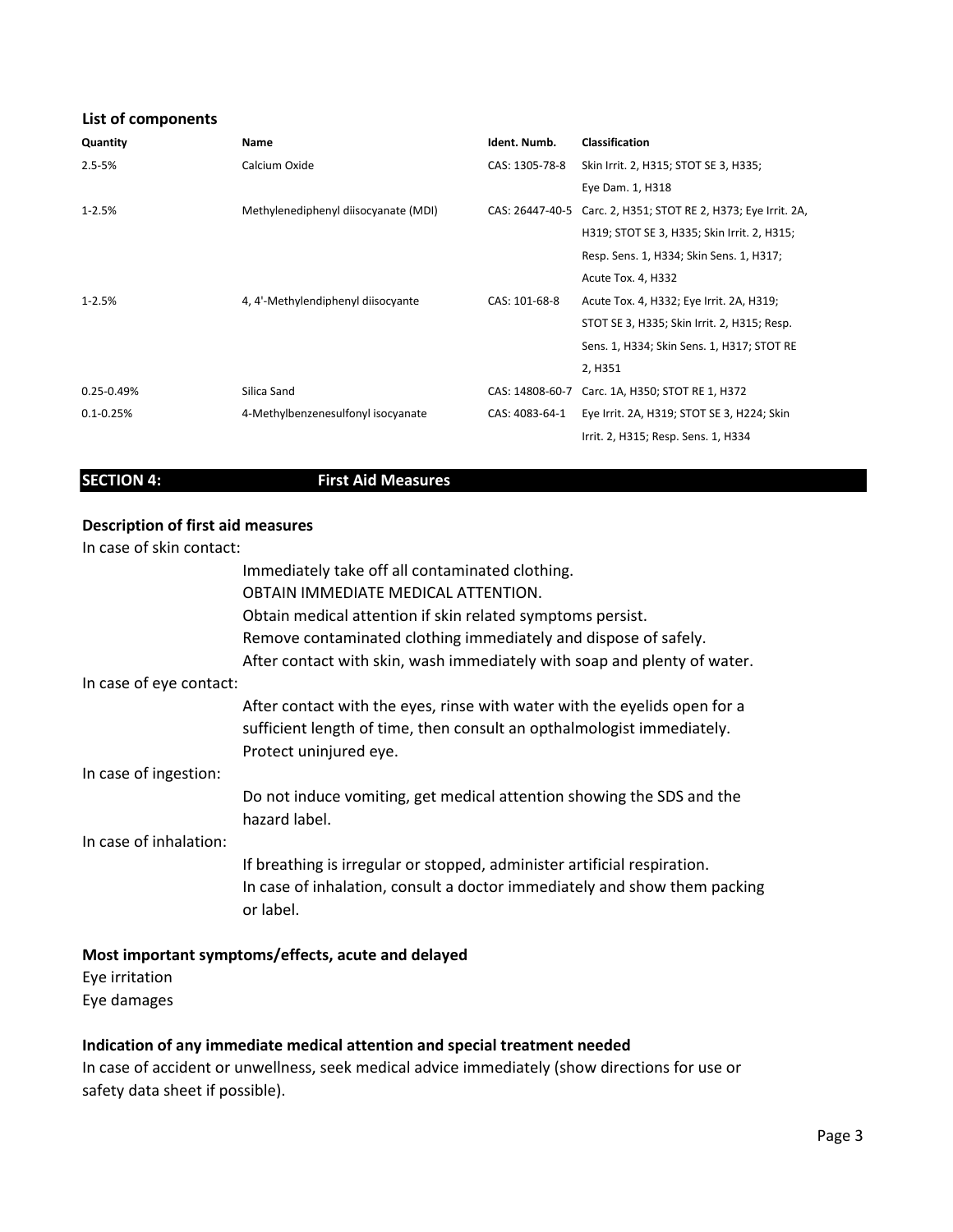### List of components

| Quantity | Name | Ident. Numb. | Classification |
|---|---|---|---|
| 2.5-5% | Calcium Oxide | CAS: 1305-78-8 | Skin Irrit. 2, H315; STOT SE 3, H335; Eye Dam. 1, H318 |
| 1-2.5% | Methylenediphenyl diisocyanate (MDI) | CAS: 26447-40-5 | Carc. 2, H351; STOT RE 2, H373; Eye Irrit. 2A, H319; STOT SE 3, H335; Skin Irrit. 2, H315; Resp. Sens. 1, H334; Skin Sens. 1, H317; Acute Tox. 4, H332 |
| 1-2.5% | 4, 4'-Methylendiphenyl diisocyante | CAS: 101-68-8 | Acute Tox. 4, H332; Eye Irrit. 2A, H319; STOT SE 3, H335; Skin Irrit. 2, H315; Resp. Sens. 1, H334; Skin Sens. 1, H317; STOT RE 2, H351 |
| 0.25-0.49% | Silica Sand | CAS: 14808-60-7 | Carc. 1A, H350; STOT RE 1, H372 |
| 0.1-0.25% | 4-Methylbenzenesulfonyl isocyanate | CAS: 4083-64-1 | Eye Irrit. 2A, H319; STOT SE 3, H224; Skin Irrit. 2, H315; Resp. Sens. 1, H334 |

## SECTION 4: First Aid Measures

### Description of first aid measures

In case of skin contact:

Immediately take off all contaminated clothing.
OBTAIN IMMEDIATE MEDICAL ATTENTION.
Obtain medical attention if skin related symptoms persist.
Remove contaminated clothing immediately and dispose of safely.
After contact with skin, wash immediately with soap and plenty of water.

In case of eye contact:

After contact with the eyes, rinse with water with the eyelids open for a sufficient length of time, then consult an opthalmologist immediately.
Protect uninjured eye.

In case of ingestion:

Do not induce vomiting, get medical attention showing the SDS and the hazard label.

In case of inhalation:

If breathing is irregular or stopped, administer artificial respiration.
In case of inhalation, consult a doctor immediately and show them packing or label.

### Most important symptoms/effects, acute and delayed

Eye irritation
Eye damages

### Indication of any immediate medical attention and special treatment needed

In case of accident or unwellness, seek medical advice immediately (show directions for use or safety data sheet if possible).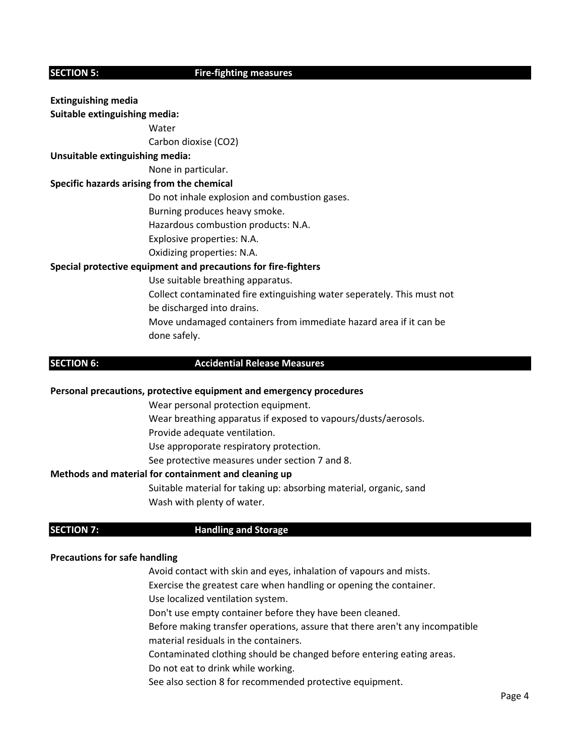## SECTION 5: Fire-fighting measures

**Extinguishing media**

**Suitable extinguishing media:**

Water

Carbon dioxise ($CO_2$)

**Unsuitable extinguishing media:**

None in particular.

**Specific hazards arising from the chemical**

Do not inhale explosion and combustion gases.

Burning produces heavy smoke.

Hazardous combustion products: N.A.

Explosive properties: N.A.

Oxidizing properties: N.A.

**Special protective equipment and precautions for fire-fighters**

Use suitable breathing apparatus.

Collect contaminated fire extinguishing water seperately. This must not be discharged into drains.

Move undamaged containers from immediate hazard area if it can be done safely.

## SECTION 6: Accidential Release Measures

**Personal precautions, protective equipment and emergency procedures**

Wear personal protection equipment.

Wear breathing apparatus if exposed to vapours/dusts/aerosols.

Provide adequate ventilation.

Use approporate respiratory protection.

See protective measures under section 7 and 8.

**Methods and material for containment and cleaning up**

Suitable material for taking up: absorbing material, organic, sand

Wash with plenty of water.

## SECTION 7: Handling and Storage

**Precautions for safe handling**

Avoid contact with skin and eyes, inhalation of vapours and mists.

Exercise the greatest care when handling or opening the container.

Use localized ventilation system.

Don't use empty container before they have been cleaned.

Before making transfer operations, assure that there aren't any incompatible material residuals in the containers.

Contaminated clothing should be changed before entering eating areas.

Do not eat to drink while working.

See also section 8 for recommended protective equipment.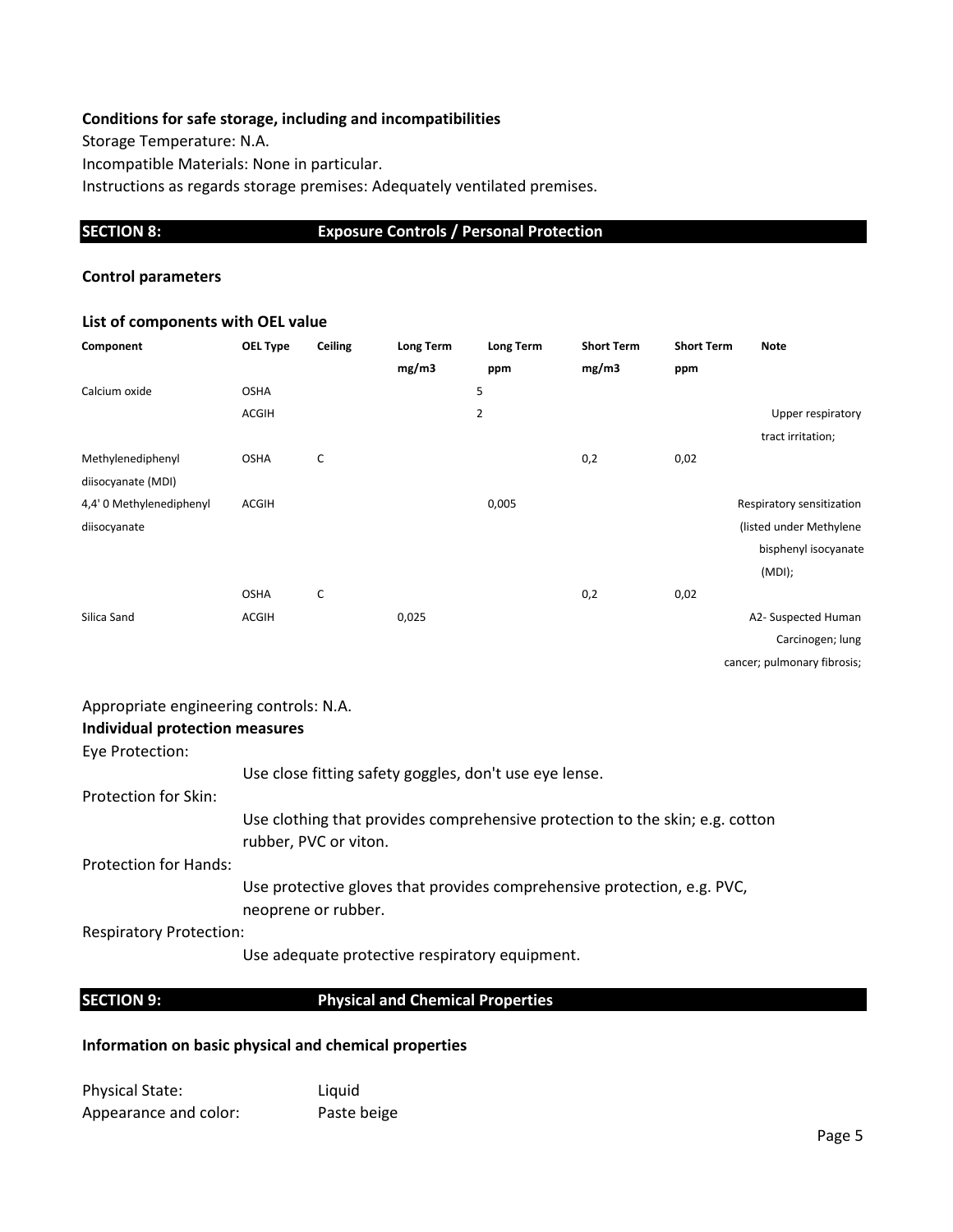**Conditions for safe storage, including and incompatibilities**

Storage Temperature: N.A.

Incompatible Materials: None in particular.

Instructions as regards storage premises: Adequately ventilated premises.

## SECTION 8: Exposure Controls / Personal Protection

**Control parameters**

**List of components with OEL value**

| Component | OEL Type | Ceiling | Long Term mg/m3 | Long Term ppm | Short Term mg/m3 | Short Term ppm | Note |
|---|---|---|---|---|---|---|---|
| Calcium oxide | OSHA | | | 5 | | | |
| | ACGIH | | | 2 | | | Upper respiratory tract irritation; |
| Methylenediphenyl diisocyanate (MDI) | OSHA | C | | | 0,2 | 0,02 | |
| 4,4' 0 Methylenediphenyl diisocyanate | ACGIH | | | 0,005 | | | Respiratory sensitization (listed under Methylene bisphenyl isocyanate (MDI); |
| | OSHA | C | | | 0,2 | 0,02 | |
| Silica Sand | ACGIH | | 0,025 | | | | A2- Suspected Human Carcinogen; lung cancer; pulmonary fibrosis; |

Appropriate engineering controls: N.A.

**Individual protection measures**

Eye Protection:

Use close fitting safety goggles, don't use eye lense.

Protection for Skin:

Use clothing that provides comprehensive protection to the skin; e.g. cotton rubber, PVC or viton.

Protection for Hands:

Use protective gloves that provides comprehensive protection, e.g. PVC, neoprene or rubber.

Respiratory Protection:

Use adequate protective respiratory equipment.

## SECTION 9: Physical and Chemical Properties

**Information on basic physical and chemical properties**

Physical State: Liquid

Appearance and color: Paste beige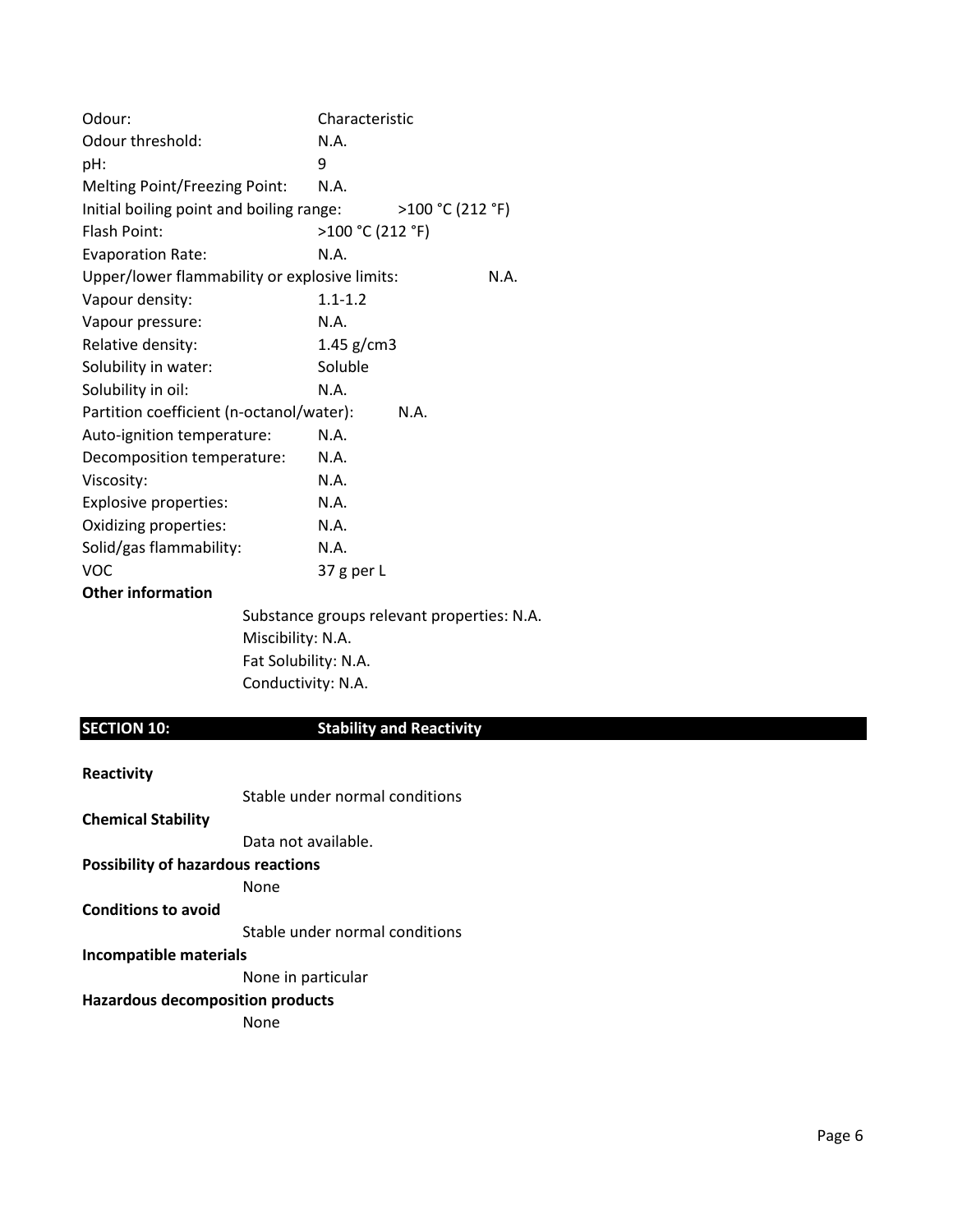Odour: Characteristic
Odour threshold: N.A.
pH: 9
Melting Point/Freezing Point: N.A.
Initial boiling point and boiling range: >100 °C (212 °F)
Flash Point: >100 °C (212 °F)
Evaporation Rate: N.A.
Upper/lower flammability or explosive limits: N.A.
Vapour density: 1.1-1.2
Vapour pressure: N.A.
Relative density: 1.45 g/cm3
Solubility in water: Soluble
Solubility in oil: N.A.
Partition coefficient (n-octanol/water): N.A.
Auto-ignition temperature: N.A.
Decomposition temperature: N.A.
Viscosity: N.A.
Explosive properties: N.A.
Oxidizing properties: N.A.
Solid/gas flammability: N.A.
VOC 37 g per L

**Other information**

Substance groups relevant properties: N.A.
Miscibility: N.A.
Fat Solubility: N.A.
Conductivity: N.A.

## SECTION 10: Stability and Reactivity

**Reactivity**

Stable under normal conditions

**Chemical Stability**

Data not available.

**Possibility of hazardous reactions**

None

**Conditions to avoid**

Stable under normal conditions

**Incompatible materials**

None in particular

**Hazardous decomposition products**

None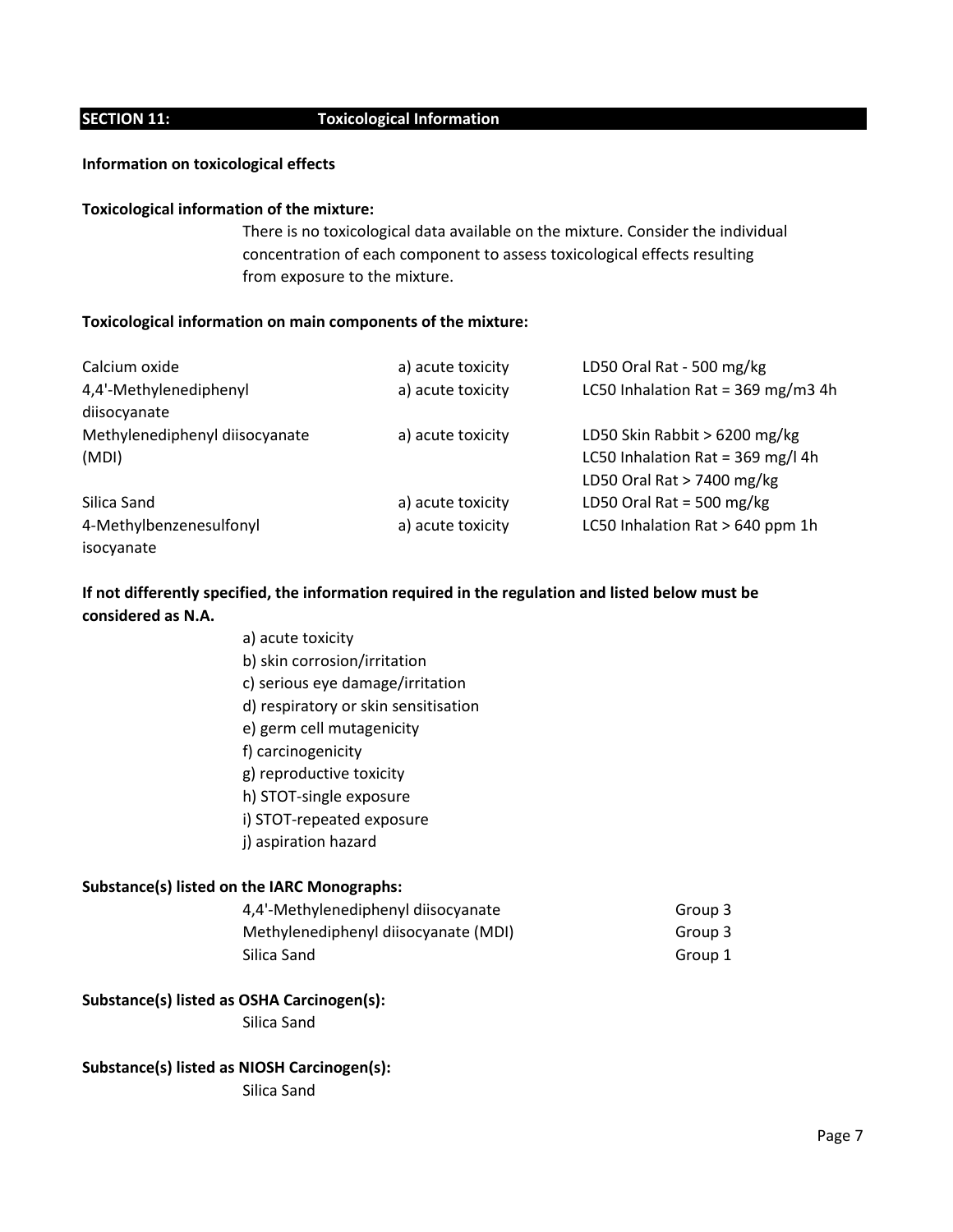## SECTION 11: Toxicological Information

**Information on toxicological effects**

**Toxicological information of the mixture:**

There is no toxicological data available on the mixture. Consider the individual concentration of each component to assess toxicological effects resulting from exposure to the mixture.

**Toxicological information on main components of the mixture:**

| | | |
|---|---|---|
| Calcium oxide | a) acute toxicity | LD50 Oral Rat - 500 mg/kg |
| 4,4'-Methylenediphenyl diisocyanate | a) acute toxicity | LC50 Inhalation Rat = 369 mg/m3 4h |
| Methylenediphenyl diisocyanate (MDI) | a) acute toxicity | LD50 Skin Rabbit > 6200 mg/kg<br>LC50 Inhalation Rat = 369 mg/l 4h<br>LD50 Oral Rat > 7400 mg/kg |
| Silica Sand | a) acute toxicity | LD50 Oral Rat = 500 mg/kg |
| 4-Methylbenzenesulfonyl isocyanate | a) acute toxicity | LC50 Inhalation Rat > 640 ppm 1h |

**If not differently specified, the information required in the regulation and listed below must be considered as N.A.**

a) acute toxicity
b) skin corrosion/irritation
c) serious eye damage/irritation
d) respiratory or skin sensitisation
e) germ cell mutagenicity
f) carcinogenicity
g) reproductive toxicity
h) STOT-single exposure
i) STOT-repeated exposure
j) aspiration hazard

**Substance(s) listed on the IARC Monographs:**

| | |
|---|---|
| 4,4'-Methylenediphenyl diisocyanate | Group 3 |
| Methylenediphenyl diisocyanate (MDI) | Group 3 |
| Silica Sand | Group 1 |

**Substance(s) listed as OSHA Carcinogen(s):**

Silica Sand

**Substance(s) listed as NIOSH Carcinogen(s):**

Silica Sand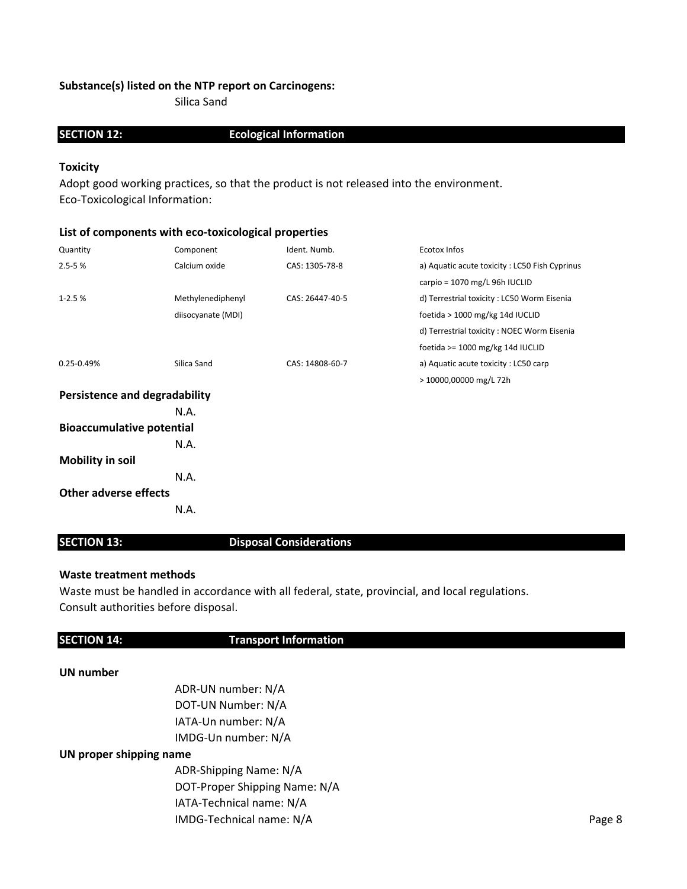**Substance(s) listed on the NTP report on Carcinogens:**

Silica Sand

## SECTION 12: Ecological Information

**Toxicity**

Adopt good working practices, so that the product is not released into the environment.
Eco-Toxicological Information:

**List of components with eco-toxicological properties**

| Quantity | Component | Ident. Numb. | Ecotox Infos |
|---|---|---|---|
| 2.5-5 % | Calcium oxide | CAS: 1305-78-8 | a) Aquatic acute toxicity : LC50 Fish Cyprinus carpio = 1070 mg/L 96h IUCLID |
| 1-2.5 % | Methylenediphenyl diisocyanate (MDI) | CAS: 26447-40-5 | d) Terrestrial toxicity : LC50 Worm Eisenia foetida > 1000 mg/kg 14d IUCLID<br>d) Terrestrial toxicity : NOEC Worm Eisenia foetida >= 1000 mg/kg 14d IUCLID |
| 0.25-0.49% | Silica Sand | CAS: 14808-60-7 | a) Aquatic acute toxicity : LC50 carp > 10000,00000 mg/L 72h |

**Persistence and degradability**

N.A.

**Bioaccumulative potential**

N.A.

**Mobility in soil**

N.A.

**Other adverse effects**

N.A.

## SECTION 13: Disposal Considerations

**Waste treatment methods**

Waste must be handled in accordance with all federal, state, provincial, and local regulations.
Consult authorities before disposal.

## SECTION 14: Transport Information

**UN number**

ADR-UN number: N/A
DOT-UN Number: N/A
IATA-Un number: N/A
IMDG-Un number: N/A

**UN proper shipping name**

ADR-Shipping Name: N/A
DOT-Proper Shipping Name: N/A
IATA-Technical name: N/A
IMDG-Technical name: N/A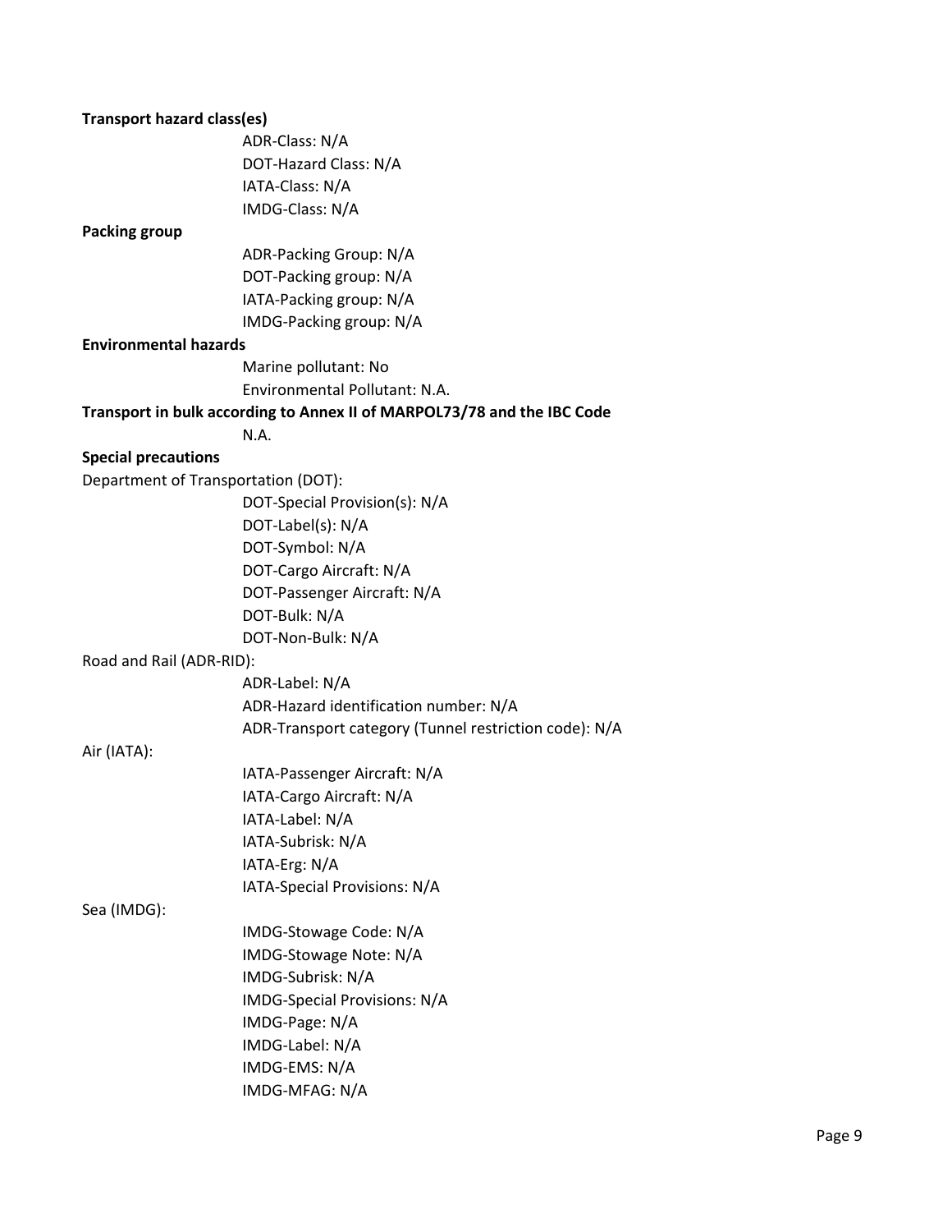**Transport hazard class(es)**

ADR-Class: N/A
DOT-Hazard Class: N/A
IATA-Class: N/A
IMDG-Class: N/A

**Packing group**

ADR-Packing Group: N/A
DOT-Packing group: N/A
IATA-Packing group: N/A
IMDG-Packing group: N/A

**Environmental hazards**

Marine pollutant: No
Environmental Pollutant: N.A.

**Transport in bulk according to Annex II of MARPOL73/78 and the IBC Code**

N.A.

**Special precautions**

Department of Transportation (DOT):

DOT-Special Provision(s): N/A
DOT-Label(s): N/A
DOT-Symbol: N/A
DOT-Cargo Aircraft: N/A
DOT-Passenger Aircraft: N/A
DOT-Bulk: N/A
DOT-Non-Bulk: N/A

Road and Rail (ADR-RID):

ADR-Label: N/A
ADR-Hazard identification number: N/A
ADR-Transport category (Tunnel restriction code): N/A

Air (IATA):

IATA-Passenger Aircraft: N/A
IATA-Cargo Aircraft: N/A
IATA-Label: N/A
IATA-Subrisk: N/A
IATA-Erg: N/A
IATA-Special Provisions: N/A

Sea (IMDG):

IMDG-Stowage Code: N/A
IMDG-Stowage Note: N/A
IMDG-Subrisk: N/A
IMDG-Special Provisions: N/A
IMDG-Page: N/A
IMDG-Label: N/A
IMDG-EMS: N/A
IMDG-MFAG: N/A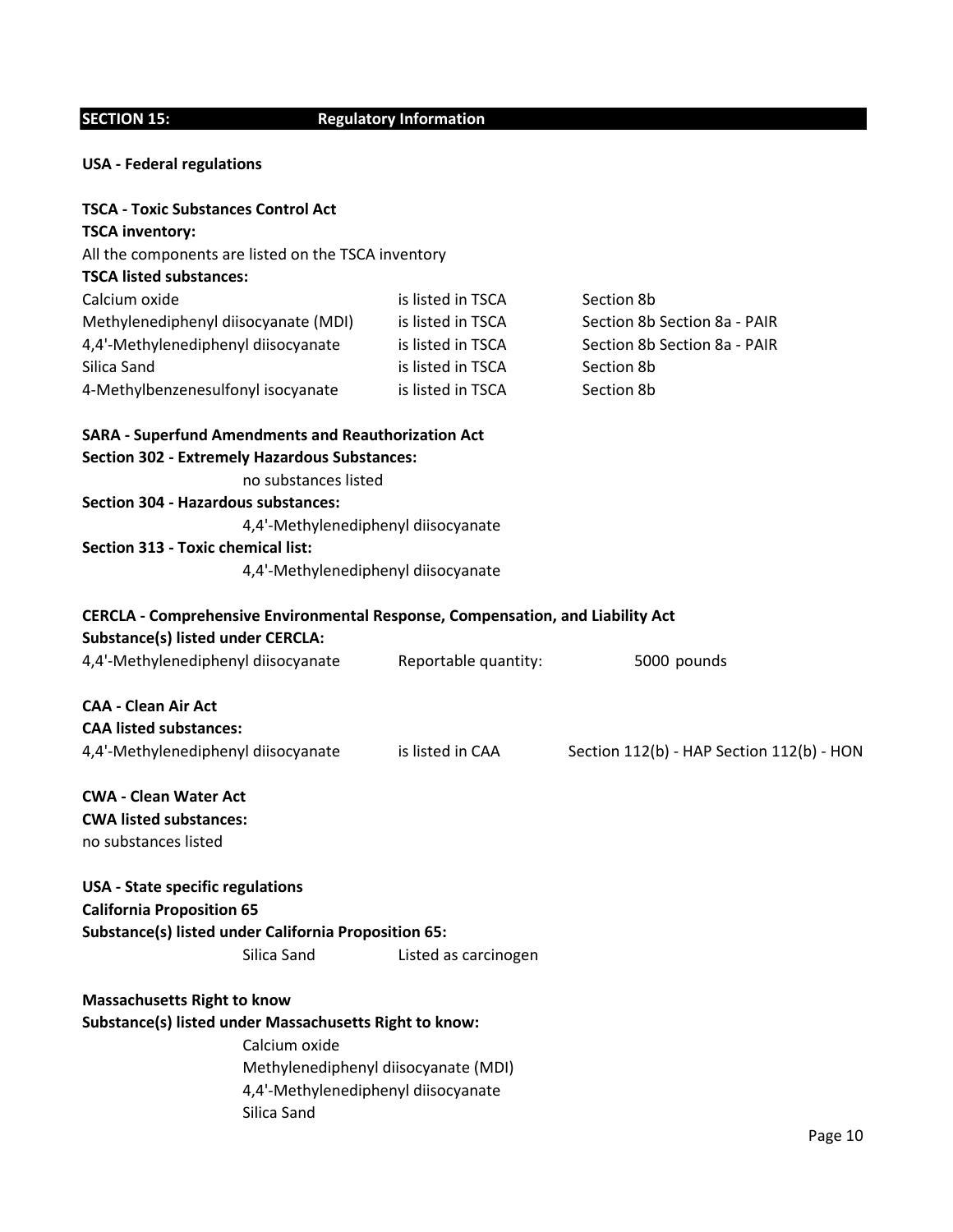## SECTION 15: Regulatory Information

**USA - Federal regulations**

**TSCA - Toxic Substances Control Act**

**TSCA inventory:**

All the components are listed on the TSCA inventory

**TSCA listed substances:**

| | | |
|---|---|---|
| Calcium oxide | is listed in TSCA | Section 8b |
| Methylenediphenyl diisocyanate (MDI) | is listed in TSCA | Section 8b Section 8a - PAIR |
| 4,4'-Methylenediphenyl diisocyanate | is listed in TSCA | Section 8b Section 8a - PAIR |
| Silica Sand | is listed in TSCA | Section 8b |
| 4-Methylbenzenesulfonyl isocyanate | is listed in TSCA | Section 8b |

**SARA - Superfund Amendments and Reauthorization Act**

**Section 302 - Extremely Hazardous Substances:**

no substances listed

**Section 304 - Hazardous substances:**

4,4'-Methylenediphenyl diisocyanate

**Section 313 - Toxic chemical list:**

4,4'-Methylenediphenyl diisocyanate

**CERCLA - Comprehensive Environmental Response, Compensation, and Liability Act**

**Substance(s) listed under CERCLA:**

| | | |
|---|---|---|
| 4,4'-Methylenediphenyl diisocyanate | Reportable quantity: | 5000 pounds |

**CAA - Clean Air Act**

**CAA listed substances:**

| | | |
|---|---|---|
| 4,4'-Methylenediphenyl diisocyanate | is listed in CAA | Section 112(b) - HAP Section 112(b) - HON |

**CWA - Clean Water Act**

**CWA listed substances:**

no substances listed

**USA - State specific regulations**

**California Proposition 65**

**Substance(s) listed under California Proposition 65:**

| | |
|---|---|
| Silica Sand | Listed as carcinogen |

**Massachusetts Right to know**

**Substance(s) listed under Massachusetts Right to know:**

Calcium oxide
Methylenediphenyl diisocyanate (MDI)
4,4'-Methylenediphenyl diisocyanate
Silica Sand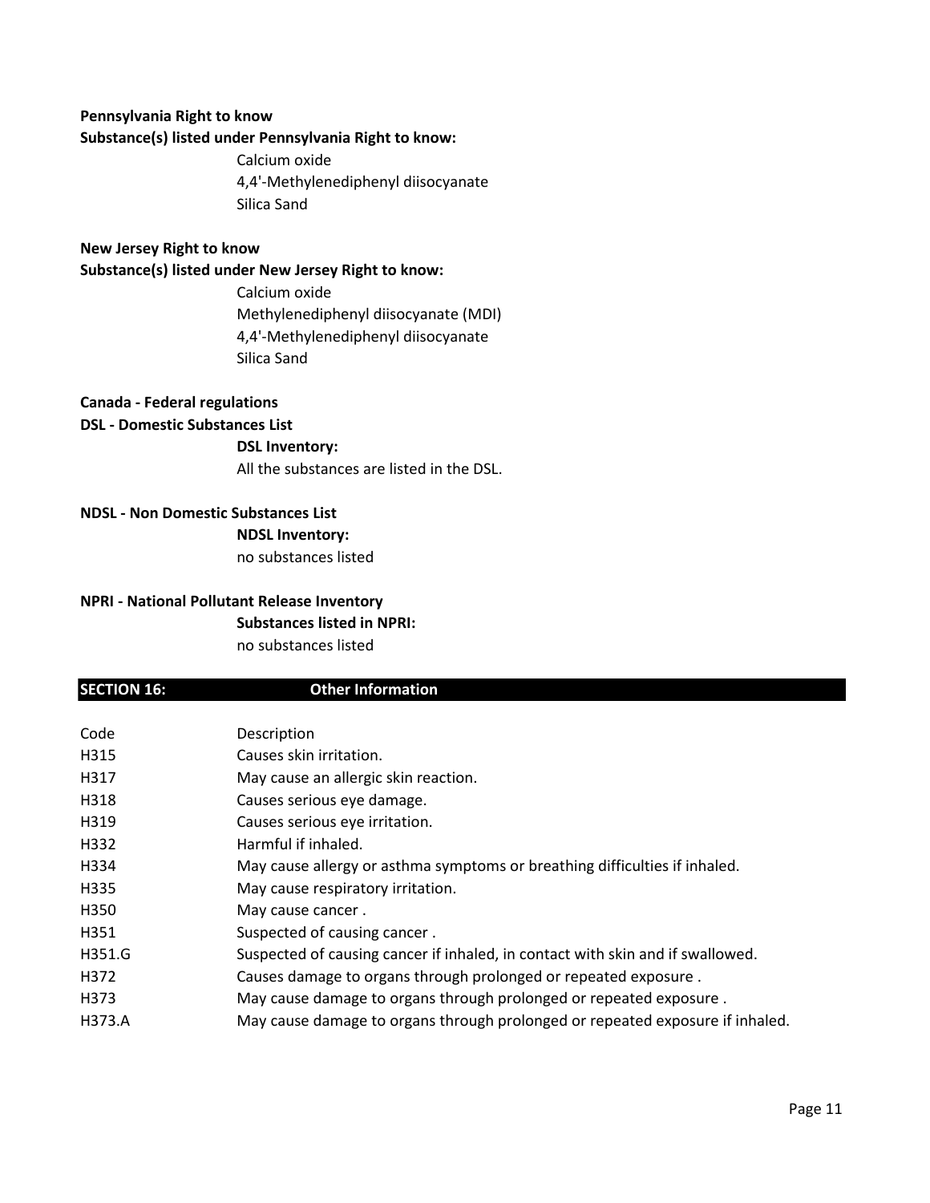**Pennsylvania Right to know**

**Substance(s) listed under Pennsylvania Right to know:**

Calcium oxide
4,4'-Methylenediphenyl diisocyanate
Silica Sand

**New Jersey Right to know**

**Substance(s) listed under New Jersey Right to know:**

Calcium oxide
Methylenediphenyl diisocyanate (MDI)
4,4'-Methylenediphenyl diisocyanate
Silica Sand

**Canada - Federal regulations**

**DSL - Domestic Substances List**

**DSL Inventory:**

All the substances are listed in the DSL.

**NDSL - Non Domestic Substances List**

**NDSL Inventory:**

no substances listed

**NPRI - National Pollutant Release Inventory**

**Substances listed in NPRI:**

no substances listed

## SECTION 16: Other Information

| Code | Description |
|---|---|
| H315 | Causes skin irritation. |
| H317 | May cause an allergic skin reaction. |
| H318 | Causes serious eye damage. |
| H319 | Causes serious eye irritation. |
| H332 | Harmful if inhaled. |
| H334 | May cause allergy or asthma symptoms or breathing difficulties if inhaled. |
| H335 | May cause respiratory irritation. |
| H350 | May cause cancer . |
| H351 | Suspected of causing cancer . |
| H351.G | Suspected of causing cancer if inhaled, in contact with skin and if swallowed. |
| H372 | Causes damage to organs through prolonged or repeated exposure . |
| H373 | May cause damage to organs through prolonged or repeated exposure . |
| H373.A | May cause damage to organs through prolonged or repeated exposure if inhaled. |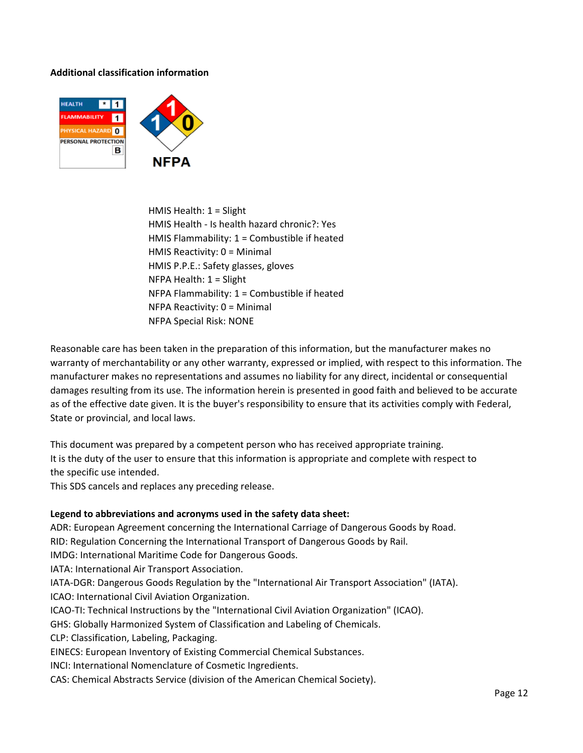**Additional classification information**

HMIS Health: 1 = Slight
HMIS Health - Is health hazard chronic?: Yes
HMIS Flammability: 1 = Combustible if heated
HMIS Reactivity: 0 = Minimal
HMIS P.P.E.: Safety glasses, gloves
NFPA Health: 1 = Slight
NFPA Flammability: 1 = Combustible if heated
NFPA Reactivity: 0 = Minimal
NFPA Special Risk: NONE

Reasonable care has been taken in the preparation of this information, but the manufacturer makes no warranty of merchantability or any other warranty, expressed or implied, with respect to this information. The manufacturer makes no representations and assumes no liability for any direct, incidental or consequential damages resulting from its use. The information herein is presented in good faith and believed to be accurate as of the effective date given. It is the buyer's responsibility to ensure that its activities comply with Federal, State or provincial, and local laws.

This document was prepared by a competent person who has received appropriate training.
It is the duty of the user to ensure that this information is appropriate and complete with respect to the specific use intended.
This SDS cancels and replaces any preceding release.

**Legend to abbreviations and acronyms used in the safety data sheet:**
ADR: European Agreement concerning the International Carriage of Dangerous Goods by Road.
RID: Regulation Concerning the International Transport of Dangerous Goods by Rail.
IMDG: International Maritime Code for Dangerous Goods.
IATA: International Air Transport Association.
IATA-DGR: Dangerous Goods Regulation by the "International Air Transport Association" (IATA).
ICAO: International Civil Aviation Organization.
ICAO-TI: Technical Instructions by the "International Civil Aviation Organization" (ICAO).
GHS: Globally Harmonized System of Classification and Labeling of Chemicals.
CLP: Classification, Labeling, Packaging.
EINECS: European Inventory of Existing Commercial Chemical Substances.
INCI: International Nomenclature of Cosmetic Ingredients.
CAS: Chemical Abstracts Service (division of the American Chemical Society).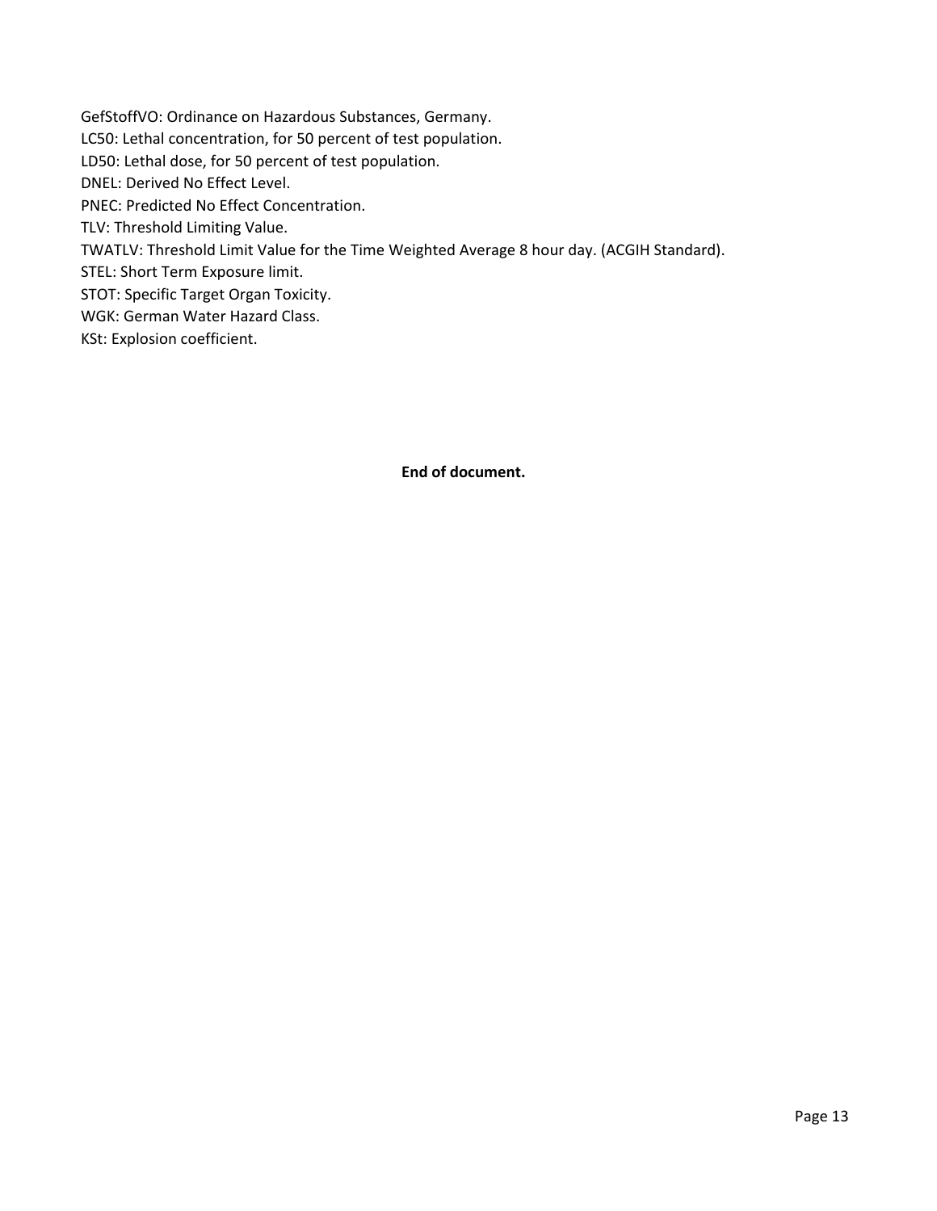GefStoffVO: Ordinance on Hazardous Substances, Germany.
LC50: Lethal concentration, for 50 percent of test population.
LD50: Lethal dose, for 50 percent of test population.
DNEL: Derived No Effect Level.
PNEC: Predicted No Effect Concentration.
TLV: Threshold Limiting Value.
TWATLV: Threshold Limit Value for the Time Weighted Average 8 hour day. (ACGIH Standard).
STEL: Short Term Exposure limit.
STOT: Specific Target Organ Toxicity.
WGK: German Water Hazard Class.
KSt: Explosion coefficient.

**End of document.**